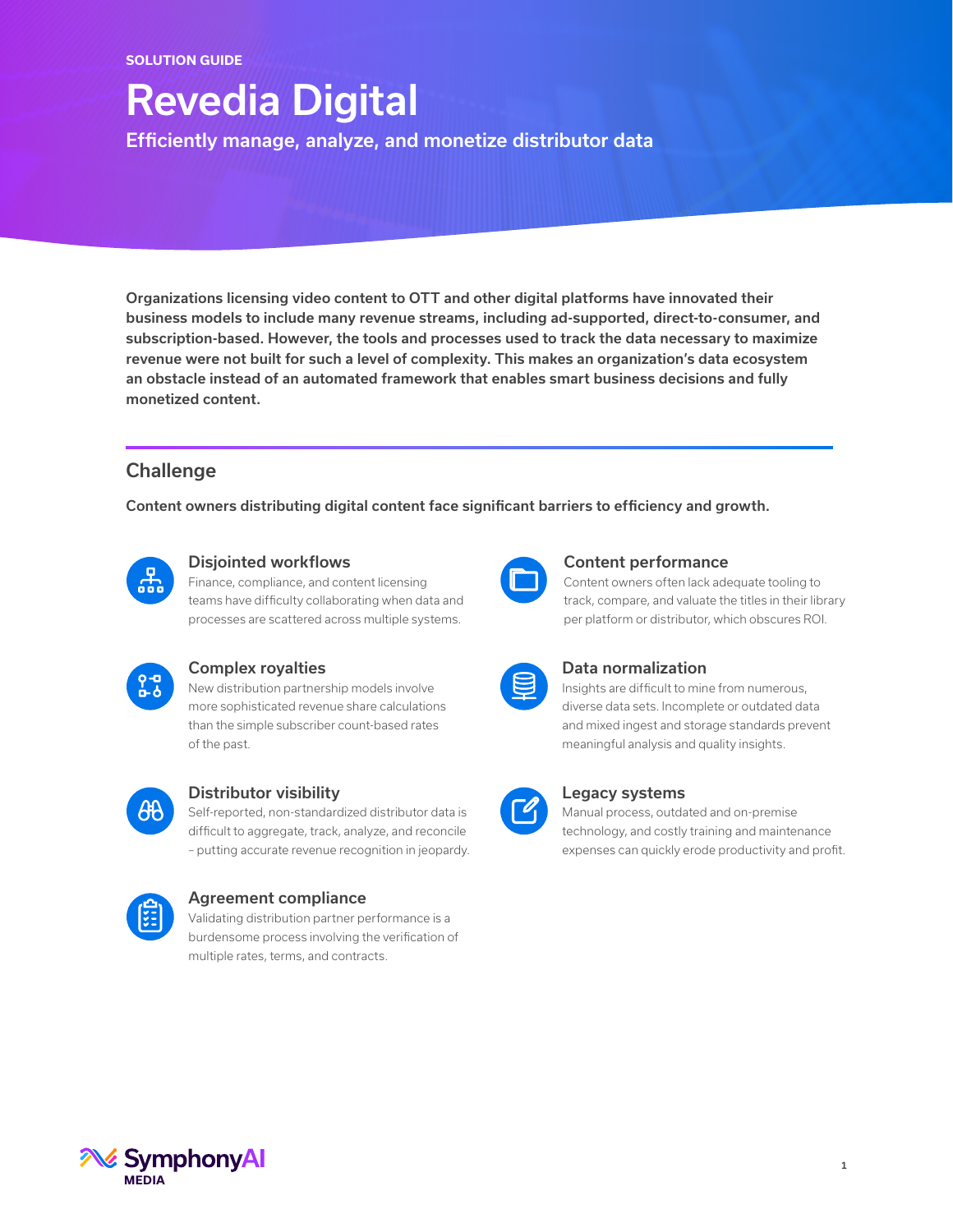SOLUTION GUIDE

# Revedia Digital

## Efficiently manage, analyze, and monetize distributor data

**Organizations licensing video content to OTT and other digital platforms have innovated their business models to include many revenue streams, including ad-supported, direct-to-consumer, and subscription-based. However, the tools and processes used to track the data necessary to maximize revenue were not built for such a level of complexity. This makes an organization's data ecosystem an obstacle instead of an automated framework that enables smart business decisions and fully monetized content.**

## Challenge

**Content owners distributing digital content face significant barriers to efficiency and growth.**

### Disjointed workflows

Finance, compliance, and content licensing teams have difficulty collaborating when data and processes are scattered across multiple systems.

### Complex royalties

New distribution partnership models involve more sophisticated revenue share calculations than the simple subscriber count-based rates of the past.

### Distributor visibility

Self-reported, non-standardized distributor data is difficult to aggregate, track, analyze, and reconcile – putting accurate revenue recognition in jeopardy.

### Agreement compliance

Validating distribution partner performance is a burdensome process involving the verification of multiple rates, terms, and contracts.

### Content performance

Content owners often lack adequate tooling to track, compare, and valuate the titles in their library per platform or distributor, which obscures ROI.

### Data normalization

Insights are difficult to mine from numerous, diverse data sets. Incomplete or outdated data and mixed ingest and storage standards prevent meaningful analysis and quality insights.

### Legacy systems

Manual process, outdated and on-premise technology, and costly training and maintenance expenses can quickly erode productivity and profit.

SymphonyAI MEDIA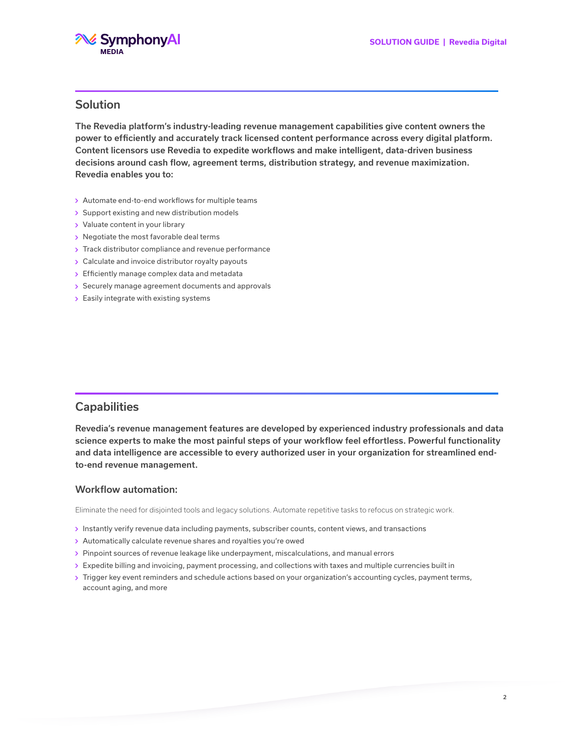## Solution

**The Revedia platform's industry-leading revenue management capabilities give content owners the power to efficiently and accurately track licensed content performance across every digital platform. Content licensors use Revedia to expedite workflows and make intelligent, data-driven business decisions around cash flow, agreement terms, distribution strategy, and revenue maximization. Revedia enables you to:**

- Automate end-to-end workflows for multiple teams
- Support existing and new distribution models
- Valuate content in your library
- Negotiate the most favorable deal terms
- Track distributor compliance and revenue performance
- Calculate and invoice distributor royalty payouts
- Efficiently manage complex data and metadata
- Securely manage agreement documents and approvals
- Easily integrate with existing systems

## Capabilities

**Revedia's revenue management features are developed by experienced industry professionals and data science experts to make the most painful steps of your workflow feel effortless. Powerful functionality and data intelligence are accessible to every authorized user in your organization for streamlined end-to-end revenue management.**

### Workflow automation:

Eliminate the need for disjointed tools and legacy solutions. Automate repetitive tasks to refocus on strategic work.

- Instantly verify revenue data including payments, subscriber counts, content views, and transactions
- Automatically calculate revenue shares and royalties you're owed
- Pinpoint sources of revenue leakage like underpayment, miscalculations, and manual errors
- Expedite billing and invoicing, payment processing, and collections with taxes and multiple currencies built in
- Trigger key event reminders and schedule actions based on your organization's accounting cycles, payment terms, account aging, and more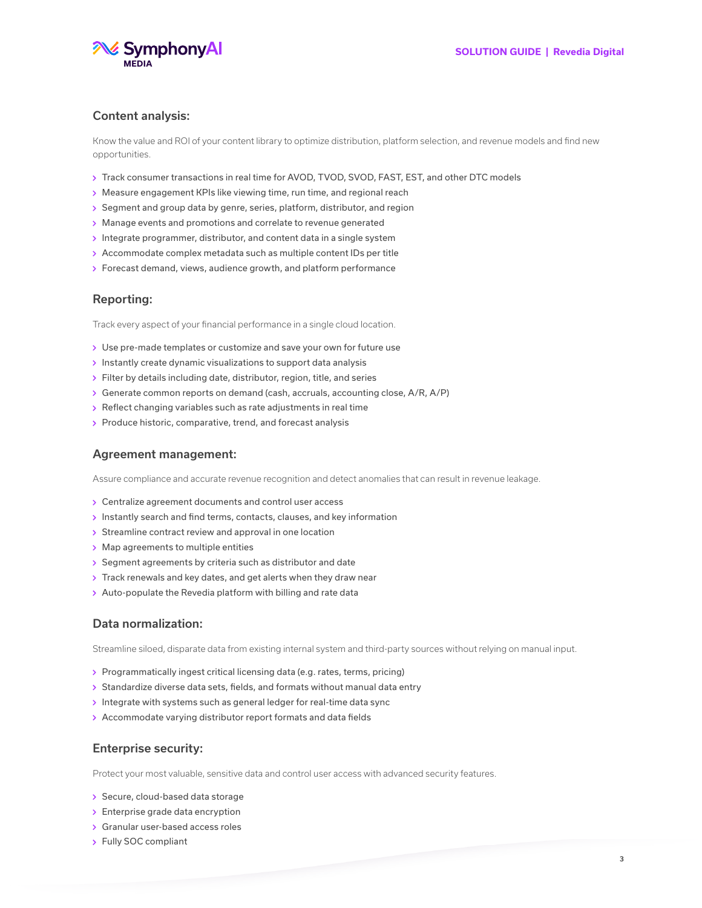### Content analysis:

Know the value and ROI of your content library to optimize distribution, platform selection, and revenue models and find new opportunities.

- Track consumer transactions in real time for AVOD, TVOD, SVOD, FAST, EST, and other DTC models
- Measure engagement KPIs like viewing time, run time, and regional reach
- Segment and group data by genre, series, platform, distributor, and region
- Manage events and promotions and correlate to revenue generated
- Integrate programmer, distributor, and content data in a single system
- Accommodate complex metadata such as multiple content IDs per title
- Forecast demand, views, audience growth, and platform performance

### Reporting:

Track every aspect of your financial performance in a single cloud location.

- Use pre-made templates or customize and save your own for future use
- Instantly create dynamic visualizations to support data analysis
- Filter by details including date, distributor, region, title, and series
- Generate common reports on demand (cash, accruals, accounting close, A/R, A/P)
- Reflect changing variables such as rate adjustments in real time
- Produce historic, comparative, trend, and forecast analysis

### Agreement management:

Assure compliance and accurate revenue recognition and detect anomalies that can result in revenue leakage.

- Centralize agreement documents and control user access
- Instantly search and find terms, contacts, clauses, and key information
- Streamline contract review and approval in one location
- Map agreements to multiple entities
- Segment agreements by criteria such as distributor and date
- Track renewals and key dates, and get alerts when they draw near
- Auto-populate the Revedia platform with billing and rate data

### Data normalization:

Streamline siloed, disparate data from existing internal system and third-party sources without relying on manual input.

- Programmatically ingest critical licensing data (e.g. rates, terms, pricing)
- Standardize diverse data sets, fields, and formats without manual data entry
- Integrate with systems such as general ledger for real-time data sync
- Accommodate varying distributor report formats and data fields

### Enterprise security:

Protect your most valuable, sensitive data and control user access with advanced security features.

- Secure, cloud-based data storage
- Enterprise grade data encryption
- Granular user-based access roles
- Fully SOC compliant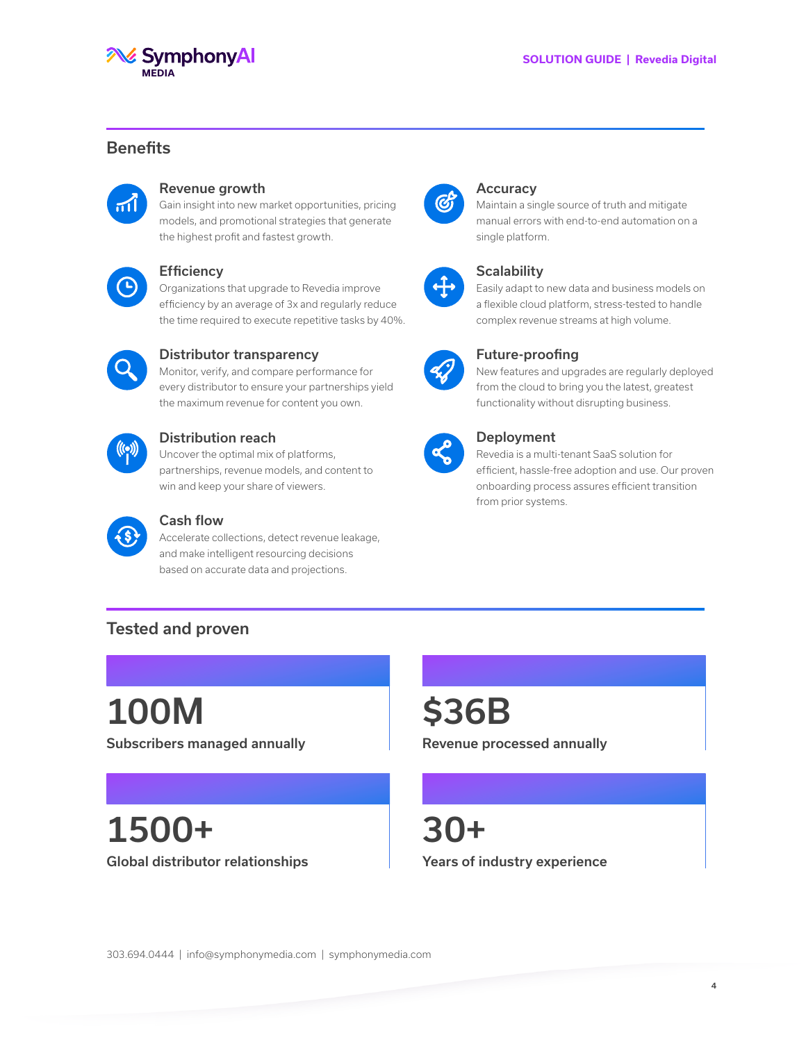## Benefits

### Revenue growth

Gain insight into new market opportunities, pricing models, and promotional strategies that generate the highest profit and fastest growth.

### Efficiency

Organizations that upgrade to Revedia improve efficiency by an average of 3x and regularly reduce the time required to execute repetitive tasks by 40%.

### Distributor transparency

Monitor, verify, and compare performance for every distributor to ensure your partnerships yield the maximum revenue for content you own.

### Distribution reach

Uncover the optimal mix of platforms, partnerships, revenue models, and content to win and keep your share of viewers.

### Cash flow

Accelerate collections, detect revenue leakage, and make intelligent resourcing decisions based on accurate data and projections.

### Accuracy

Maintain a single source of truth and mitigate manual errors with end-to-end automation on a single platform.

### Scalability

Easily adapt to new data and business models on a flexible cloud platform, stress-tested to handle complex revenue streams at high volume.

### Future-proofing

New features and upgrades are regularly deployed from the cloud to bring you the latest, greatest functionality without disrupting business.

### Deployment

Revedia is a multi-tenant SaaS solution for efficient, hassle-free adoption and use. Our proven onboarding process assures efficient transition from prior systems.

## Tested and proven

**100M**
**Subscribers managed annually**

**$36B**
**Revenue processed annually**

**1500+**
**Global distributor relationships**

**30+**
**Years of industry experience**

303.694.0444 | info@symphonymedia.com | symphonymedia.com